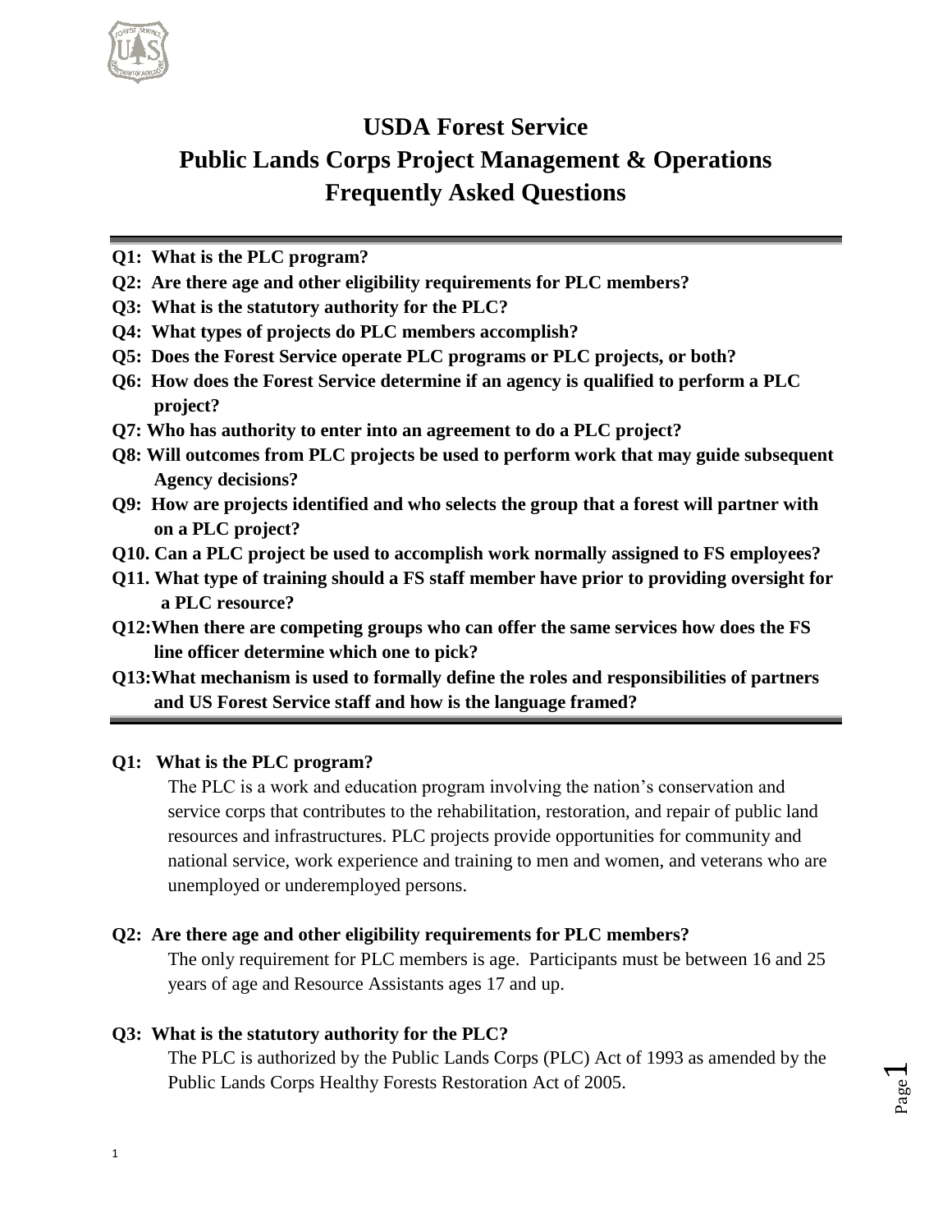# USDA Forest Service
# Public Lands Corps Project Management & Operations
# Frequently Asked Questions

---

**Q1: What is the PLC program?**

**Q2: Are there age and other eligibility requirements for PLC members?**

**Q3: What is the statutory authority for the PLC?**

**Q4: What types of projects do PLC members accomplish?**

**Q5: Does the Forest Service operate PLC programs or PLC projects, or both?**

**Q6: How does the Forest Service determine if an agency is qualified to perform a PLC project?**

**Q7: Who has authority to enter into an agreement to do a PLC project?**

**Q8: Will outcomes from PLC projects be used to perform work that may guide subsequent Agency decisions?**

**Q9: How are projects identified and who selects the group that a forest will partner with on a PLC project?**

**Q10. Can a PLC project be used to accomplish work normally assigned to FS employees?**

**Q11. What type of training should a FS staff member have prior to providing oversight for a PLC resource?**

**Q12:When there are competing groups who can offer the same services how does the FS line officer determine which one to pick?**

**Q13:What mechanism is used to formally define the roles and responsibilities of partners and US Forest Service staff and how is the language framed?**

---

## Q1: What is the PLC program?

The PLC is a work and education program involving the nation's conservation and service corps that contributes to the rehabilitation, restoration, and repair of public land resources and infrastructures. PLC projects provide opportunities for community and national service, work experience and training to men and women, and veterans who are unemployed or underemployed persons.

## Q2: Are there age and other eligibility requirements for PLC members?

The only requirement for PLC members is age. Participants must be between 16 and 25 years of age and Resource Assistants ages 17 and up.

## Q3: What is the statutory authority for the PLC?

The PLC is authorized by the Public Lands Corps (PLC) Act of 1993 as amended by the Public Lands Corps Healthy Forests Restoration Act of 2005.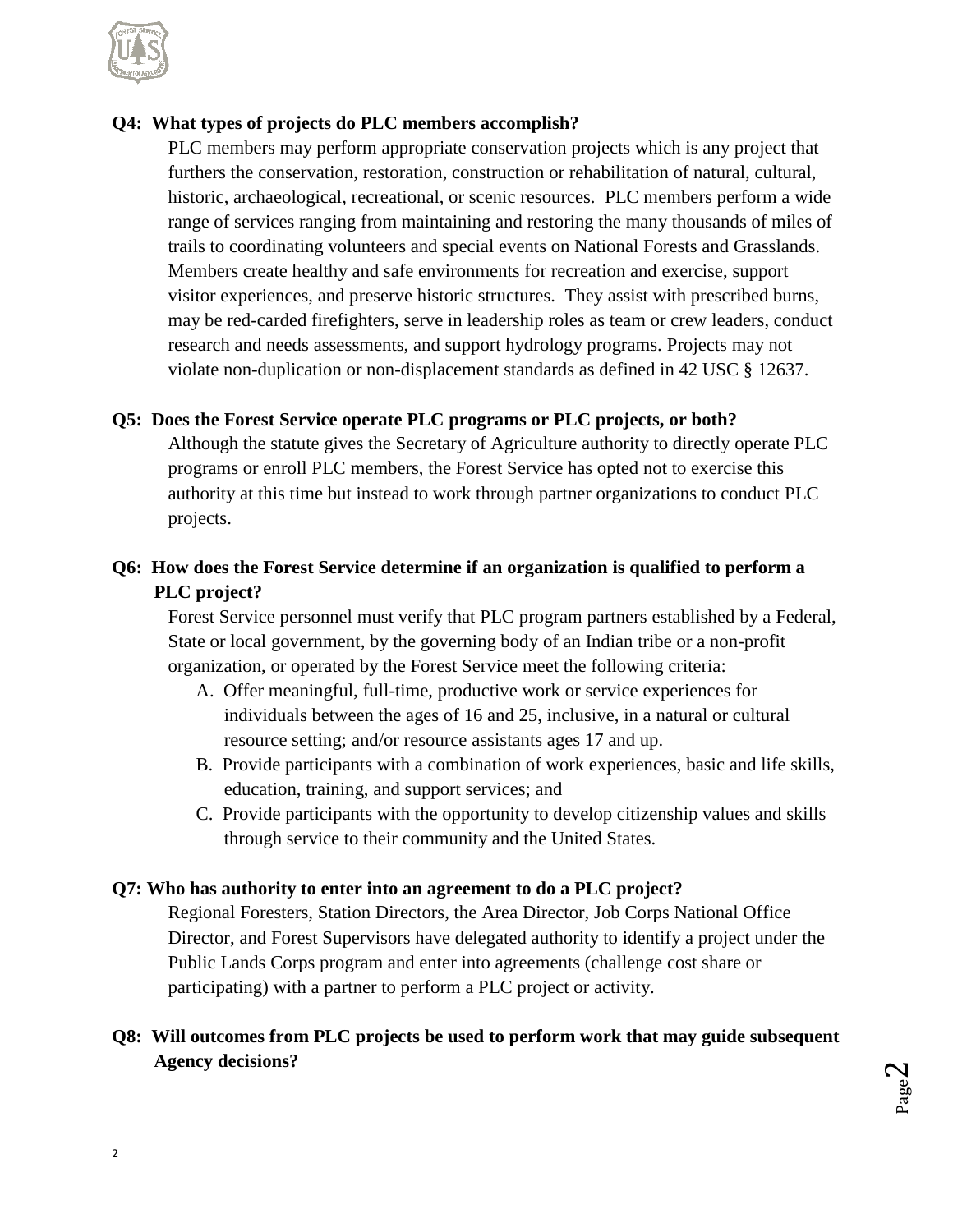**Q4: What types of projects do PLC members accomplish?**

PLC members may perform appropriate conservation projects which is any project that furthers the conservation, restoration, construction or rehabilitation of natural, cultural, historic, archaeological, recreational, or scenic resources. PLC members perform a wide range of services ranging from maintaining and restoring the many thousands of miles of trails to coordinating volunteers and special events on National Forests and Grasslands. Members create healthy and safe environments for recreation and exercise, support visitor experiences, and preserve historic structures. They assist with prescribed burns, may be red-carded firefighters, serve in leadership roles as team or crew leaders, conduct research and needs assessments, and support hydrology programs. Projects may not violate non-duplication or non-displacement standards as defined in 42 USC § 12637.

**Q5: Does the Forest Service operate PLC programs or PLC projects, or both?**

Although the statute gives the Secretary of Agriculture authority to directly operate PLC programs or enroll PLC members, the Forest Service has opted not to exercise this authority at this time but instead to work through partner organizations to conduct PLC projects.

**Q6: How does the Forest Service determine if an organization is qualified to perform a PLC project?**

Forest Service personnel must verify that PLC program partners established by a Federal, State or local government, by the governing body of an Indian tribe or a non-profit organization, or operated by the Forest Service meet the following criteria:

A. Offer meaningful, full-time, productive work or service experiences for individuals between the ages of 16 and 25, inclusive, in a natural or cultural resource setting; and/or resource assistants ages 17 and up.
B. Provide participants with a combination of work experiences, basic and life skills, education, training, and support services; and
C. Provide participants with the opportunity to develop citizenship values and skills through service to their community and the United States.

**Q7: Who has authority to enter into an agreement to do a PLC project?**

Regional Foresters, Station Directors, the Area Director, Job Corps National Office Director, and Forest Supervisors have delegated authority to identify a project under the Public Lands Corps program and enter into agreements (challenge cost share or participating) with a partner to perform a PLC project or activity.

**Q8: Will outcomes from PLC projects be used to perform work that may guide subsequent Agency decisions?**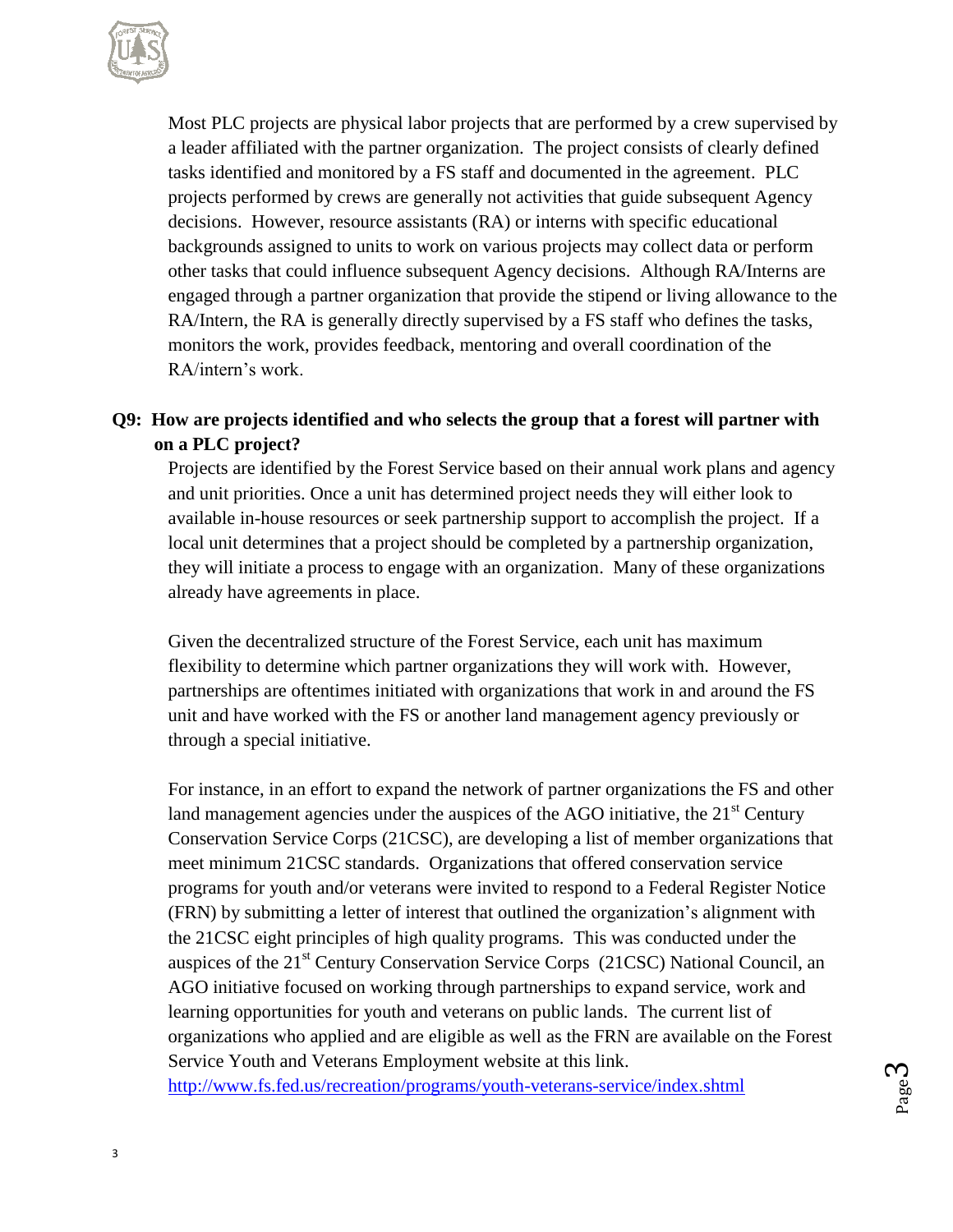Most PLC projects are physical labor projects that are performed by a crew supervised by a leader affiliated with the partner organization. The project consists of clearly defined tasks identified and monitored by a FS staff and documented in the agreement. PLC projects performed by crews are generally not activities that guide subsequent Agency decisions. However, resource assistants (RA) or interns with specific educational backgrounds assigned to units to work on various projects may collect data or perform other tasks that could influence subsequent Agency decisions. Although RA/Interns are engaged through a partner organization that provide the stipend or living allowance to the RA/Intern, the RA is generally directly supervised by a FS staff who defines the tasks, monitors the work, provides feedback, mentoring and overall coordination of the RA/intern's work.

**Q9: How are projects identified and who selects the group that a forest will partner with on a PLC project?**

Projects are identified by the Forest Service based on their annual work plans and agency and unit priorities. Once a unit has determined project needs they will either look to available in-house resources or seek partnership support to accomplish the project. If a local unit determines that a project should be completed by a partnership organization, they will initiate a process to engage with an organization. Many of these organizations already have agreements in place.

Given the decentralized structure of the Forest Service, each unit has maximum flexibility to determine which partner organizations they will work with. However, partnerships are oftentimes initiated with organizations that work in and around the FS unit and have worked with the FS or another land management agency previously or through a special initiative.

For instance, in an effort to expand the network of partner organizations the FS and other land management agencies under the auspices of the AGO initiative, the 21st Century Conservation Service Corps (21CSC), are developing a list of member organizations that meet minimum 21CSC standards. Organizations that offered conservation service programs for youth and/or veterans were invited to respond to a Federal Register Notice (FRN) by submitting a letter of interest that outlined the organization's alignment with the 21CSC eight principles of high quality programs. This was conducted under the auspices of the 21st Century Conservation Service Corps (21CSC) National Council, an AGO initiative focused on working through partnerships to expand service, work and learning opportunities for youth and veterans on public lands. The current list of organizations who applied and are eligible as well as the FRN are available on the Forest Service Youth and Veterans Employment website at this link. [http://www.fs.fed.us/recreation/programs/youth-veterans-service/index.shtml](http://www.fs.fed.us/recreation/programs/youth-veterans-service/index.shtml)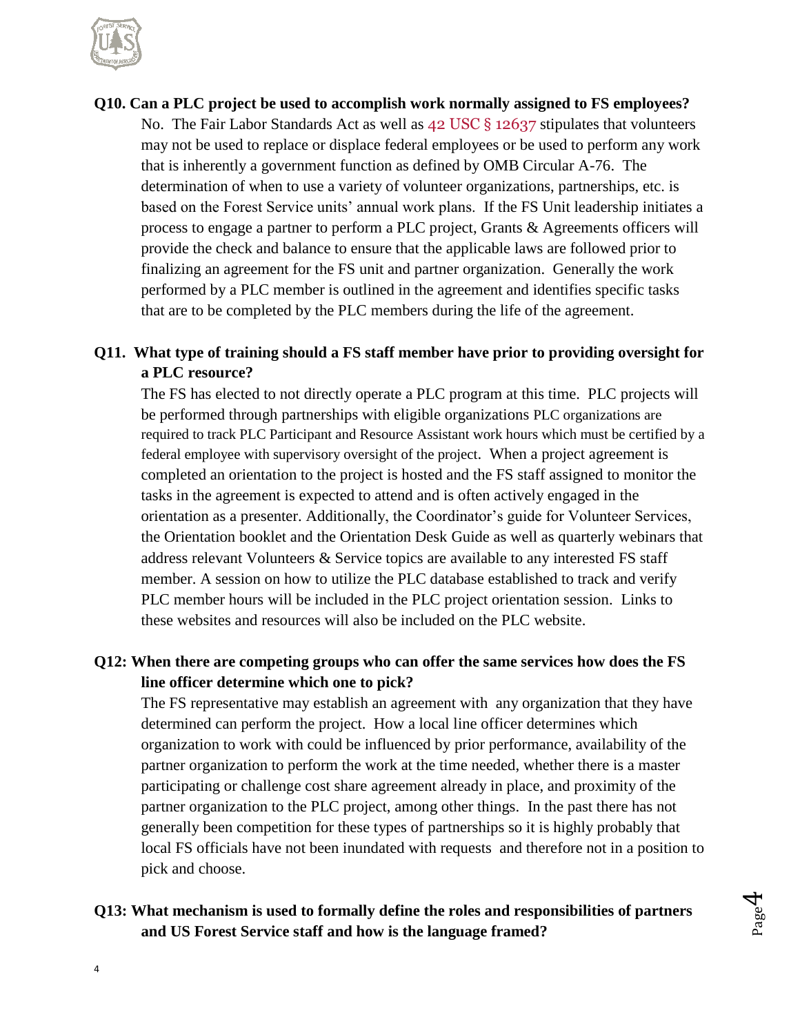**Q10. Can a PLC project be used to accomplish work normally assigned to FS employees?**

No. The Fair Labor Standards Act as well as 42 USC § 12637 stipulates that volunteers may not be used to replace or displace federal employees or be used to perform any work that is inherently a government function as defined by OMB Circular A-76. The determination of when to use a variety of volunteer organizations, partnerships, etc. is based on the Forest Service units' annual work plans. If the FS Unit leadership initiates a process to engage a partner to perform a PLC project, Grants & Agreements officers will provide the check and balance to ensure that the applicable laws are followed prior to finalizing an agreement for the FS unit and partner organization. Generally the work performed by a PLC member is outlined in the agreement and identifies specific tasks that are to be completed by the PLC members during the life of the agreement.

**Q11. What type of training should a FS staff member have prior to providing oversight for a PLC resource?**

The FS has elected to not directly operate a PLC program at this time. PLC projects will be performed through partnerships with eligible organizations PLC organizations are required to track PLC Participant and Resource Assistant work hours which must be certified by a federal employee with supervisory oversight of the project. When a project agreement is completed an orientation to the project is hosted and the FS staff assigned to monitor the tasks in the agreement is expected to attend and is often actively engaged in the orientation as a presenter. Additionally, the Coordinator's guide for Volunteer Services, the Orientation booklet and the Orientation Desk Guide as well as quarterly webinars that address relevant Volunteers & Service topics are available to any interested FS staff member. A session on how to utilize the PLC database established to track and verify PLC member hours will be included in the PLC project orientation session. Links to these websites and resources will also be included on the PLC website.

**Q12: When there are competing groups who can offer the same services how does the FS line officer determine which one to pick?**

The FS representative may establish an agreement with any organization that they have determined can perform the project. How a local line officer determines which organization to work with could be influenced by prior performance, availability of the partner organization to perform the work at the time needed, whether there is a master participating or challenge cost share agreement already in place, and proximity of the partner organization to the PLC project, among other things. In the past there has not generally been competition for these types of partnerships so it is highly probably that local FS officials have not been inundated with requests and therefore not in a position to pick and choose.

**Q13: What mechanism is used to formally define the roles and responsibilities of partners and US Forest Service staff and how is the language framed?**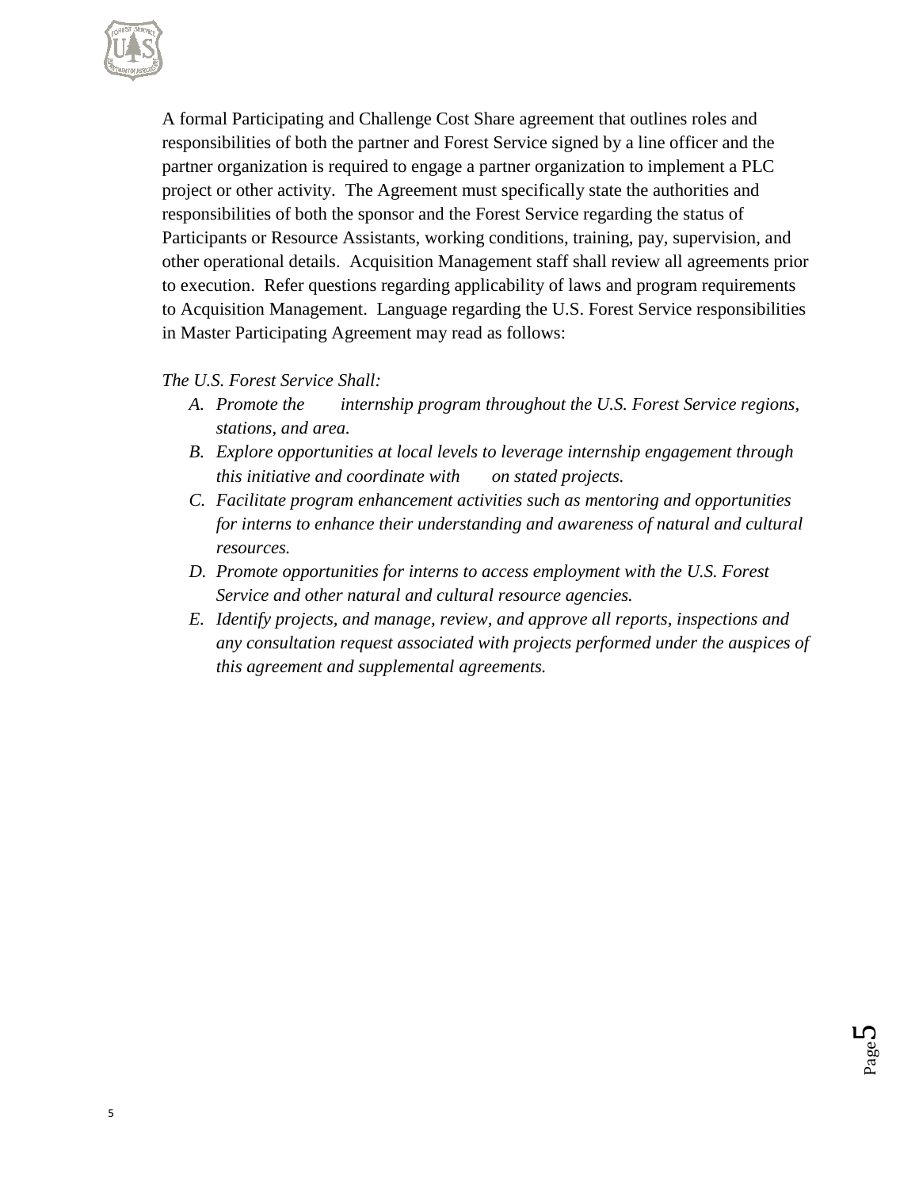A formal Participating and Challenge Cost Share agreement that outlines roles and responsibilities of both the partner and Forest Service signed by a line officer and the partner organization is required to engage a partner organization to implement a PLC project or other activity. The Agreement must specifically state the authorities and responsibilities of both the sponsor and the Forest Service regarding the status of Participants or Resource Assistants, working conditions, training, pay, supervision, and other operational details. Acquisition Management staff shall review all agreements prior to execution. Refer questions regarding applicability of laws and program requirements to Acquisition Management. Language regarding the U.S. Forest Service responsibilities in Master Participating Agreement may read as follows:

*The U.S. Forest Service Shall:*

A. *Promote the internship program throughout the U.S. Forest Service regions, stations, and area.*
B. *Explore opportunities at local levels to leverage internship engagement through this initiative and coordinate with on stated projects.*
C. *Facilitate program enhancement activities such as mentoring and opportunities for interns to enhance their understanding and awareness of natural and cultural resources.*
D. *Promote opportunities for interns to access employment with the U.S. Forest Service and other natural and cultural resource agencies.*
E. *Identify projects, and manage, review, and approve all reports, inspections and any consultation request associated with projects performed under the auspices of this agreement and supplemental agreements.*